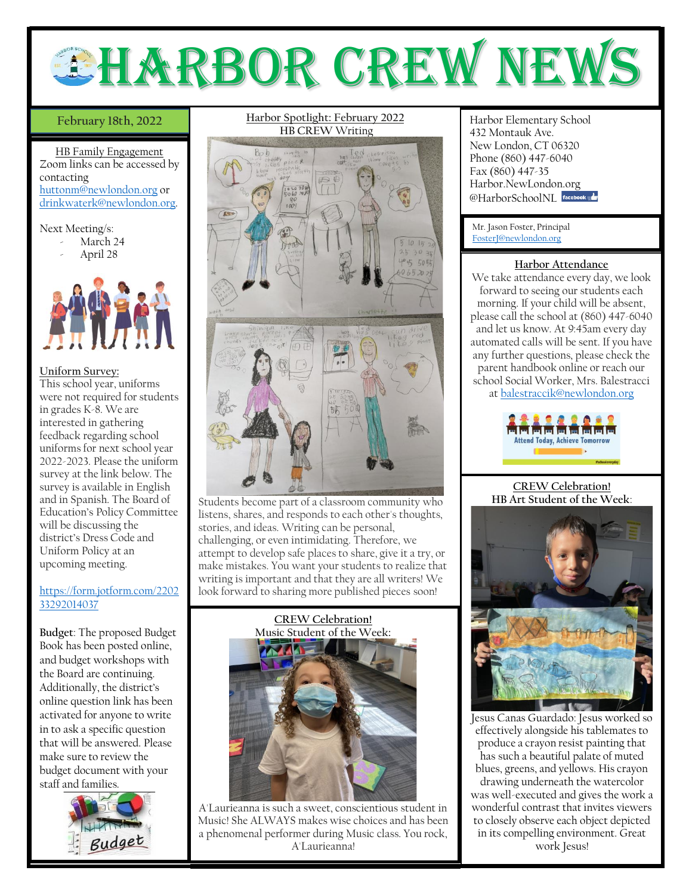# HARBOR CREW NEWS

**February 18th, 2022**

## HB Family Engagement

Zoom links can be accessed by contacting huttonm@newlondon.org or drinkwaterk@newlondon.org.

Next Meeting/s:

- March 24
- April 28

## Uniform Survey:

This school year, uniforms were not required for students in grades K-8. We are interested in gathering feedback regarding school uniforms for next school year 2022-2023. Please the uniform survey at the link below. The survey is available in English and in Spanish. The Board of Education's Policy Committee will be discussing the district's Dress Code and Uniform Policy at an upcoming meeting.

https://form.jotform.com/220233292014037

**Budget**: The proposed Budget Book has been posted online, and budget workshops with the Board are continuing. Additionally, the district's online question link has been activated for anyone to write in to ask a specific question that will be answered. Please make sure to review the budget document with your staff and families.

## Harbor Spotlight: February 2022

### HB CREW Writing

Students become part of a classroom community who listens, shares, and responds to each other's thoughts, stories, and ideas. Writing can be personal, challenging, or even intimidating. Therefore, we attempt to develop safe places to share, give it a try, or make mistakes. You want your students to realize that writing is important and that they are all writers! We look forward to sharing more published pieces soon!

## CREW Celebration!

### Music Student of the Week:

A'Laurieanna is such a sweet, conscientious student in Music! She ALWAYS makes wise choices and has been a phenomenal performer during Music class. You rock, A'Laurieanna!

Harbor Elementary School
432 Montauk Ave.
New London, CT 06320
Phone (860) 447-6040
Fax (860) 447-35
Harbor.NewLondon.org
@HarborSchoolNL

Mr. Jason Foster, Principal
FosterJ@newlondon.org

## Harbor Attendance

We take attendance every day, we look forward to seeing our students each morning. If your child will be absent, please call the school at (860) 447-6040 and let us know. At 9:45am every day automated calls will be sent. If you have any further questions, please check the parent handbook online or reach our school Social Worker, Mrs. Balestracci at balestraccik@newlondon.org

## CREW Celebration!

### HB Art Student of the Week:

Jesus Canas Guardado: Jesus worked so effectively alongside his tablemates to produce a crayon resist painting that has such a beautiful palate of muted blues, greens, and yellows. His crayon drawing underneath the watercolor was well-executed and gives the work a wonderful contrast that invites viewers to closely observe each object depicted in its compelling environment. Great work Jesus!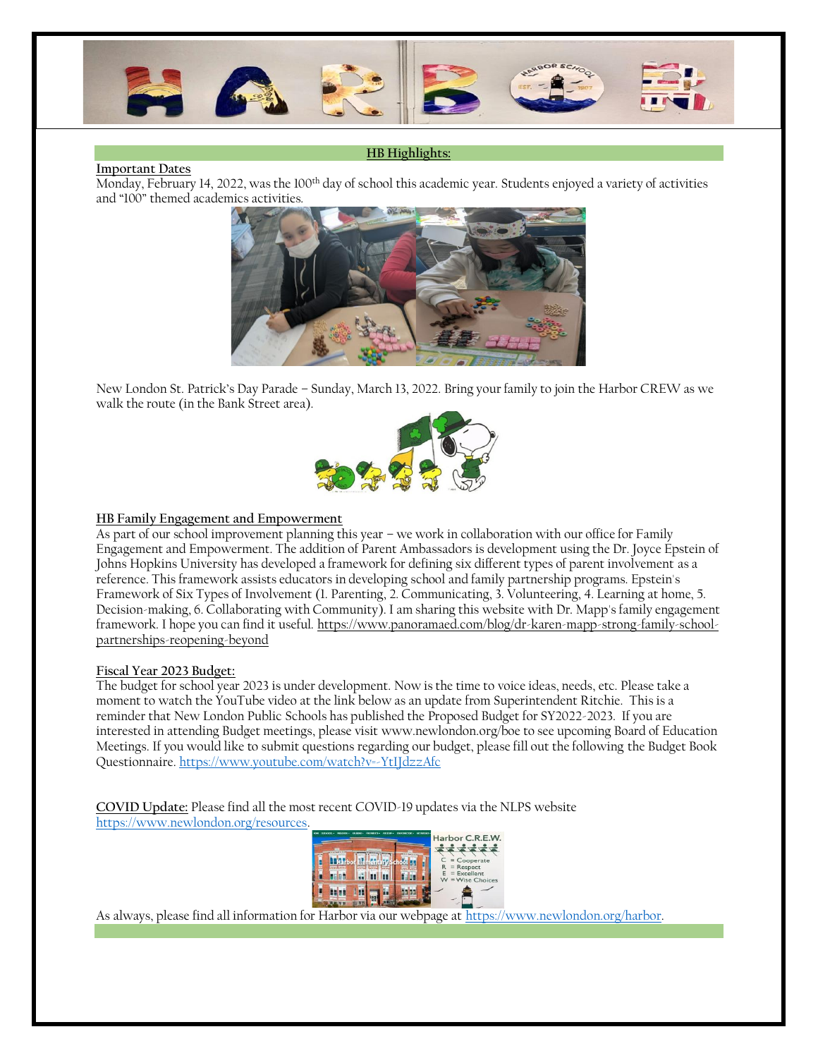## HB Highlights:

**Important Dates**

Monday, February 14, 2022, was the 100th day of school this academic year. Students enjoyed a variety of activities and "100" themed academics activities.

New London St. Patrick's Day Parade – Sunday, March 13, 2022. Bring your family to join the Harbor CREW as we walk the route (in the Bank Street area).

**HB Family Engagement and Empowerment**

As part of our school improvement planning this year – we work in collaboration with our office for Family Engagement and Empowerment. The addition of Parent Ambassadors is development using the Dr. Joyce Epstein of Johns Hopkins University has developed a framework for defining six different types of parent involvement as a reference. This framework assists educators in developing school and family partnership programs. Epstein's Framework of Six Types of Involvement (1. Parenting, 2. Communicating, 3. Volunteering, 4. Learning at home, 5. Decision-making, 6. Collaborating with Community). I am sharing this website with Dr. Mapp's family engagement framework. I hope you can find it useful. https://www.panoramaed.com/blog/dr-karen-mapp-strong-family-school-partnerships-reopening-beyond

**Fiscal Year 2023 Budget:**

The budget for school year 2023 is under development. Now is the time to voice ideas, needs, etc. Please take a moment to watch the YouTube video at the link below as an update from Superintendent Ritchie. This is a reminder that New London Public Schools has published the Proposed Budget for SY2022-2023. If you are interested in attending Budget meetings, please visit www.newlondon.org/boe to see upcoming Board of Education Meetings. If you would like to submit questions regarding our budget, please fill out the following the Budget Book Questionnaire. https://www.youtube.com/watch?v=-YtIJdzzAfc

**COVID Update:** Please find all the most recent COVID-19 updates via the NLPS website https://www.newlondon.org/resources.

As always, please find all information for Harbor via our webpage at https://www.newlondon.org/harbor.